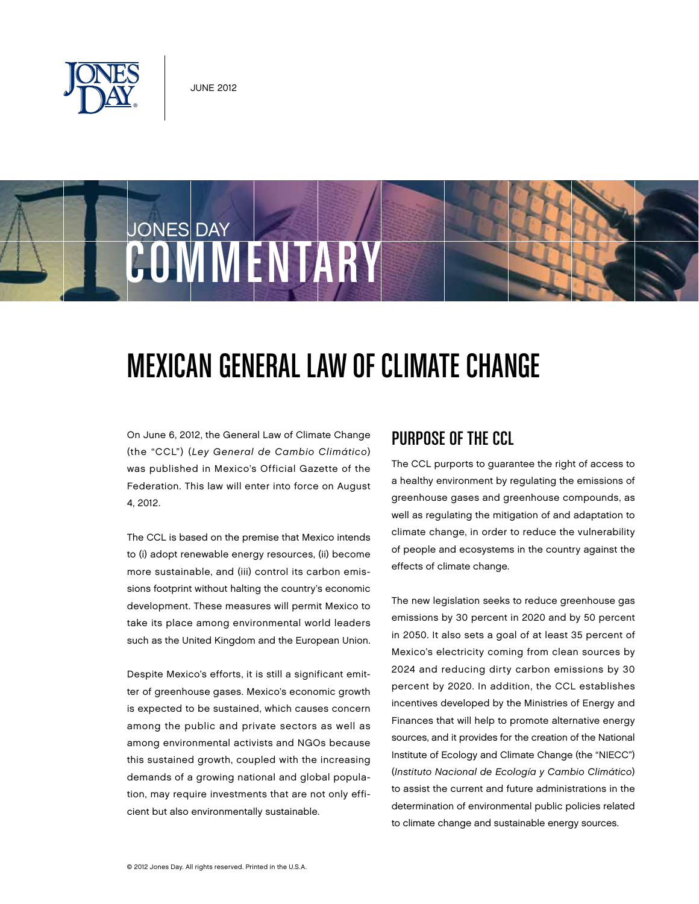JUNE 2012

JONES DAY
# COMMENTARY

# MEXICAN GENERAL LAW OF CLIMATE CHANGE

On June 6, 2012, the General Law of Climate Change (the "CCL") (*Ley General de Cambio Climático*) was published in Mexico's Official Gazette of the Federation. This law will enter into force on August 4, 2012.

The CCL is based on the premise that Mexico intends to (i) adopt renewable energy resources, (ii) become more sustainable, and (iii) control its carbon emissions footprint without halting the country's economic development. These measures will permit Mexico to take its place among environmental world leaders such as the United Kingdom and the European Union.

Despite Mexico's efforts, it is still a significant emitter of greenhouse gases. Mexico's economic growth is expected to be sustained, which causes concern among the public and private sectors as well as among environmental activists and NGOs because this sustained growth, coupled with the increasing demands of a growing national and global population, may require investments that are not only efficient but also environmentally sustainable.

## PURPOSE OF THE CCL

The CCL purports to guarantee the right of access to a healthy environment by regulating the emissions of greenhouse gases and greenhouse compounds, as well as regulating the mitigation of and adaptation to climate change, in order to reduce the vulnerability of people and ecosystems in the country against the effects of climate change.

The new legislation seeks to reduce greenhouse gas emissions by 30 percent in 2020 and by 50 percent in 2050. It also sets a goal of at least 35 percent of Mexico's electricity coming from clean sources by 2024 and reducing dirty carbon emissions by 30 percent by 2020. In addition, the CCL establishes incentives developed by the Ministries of Energy and Finances that will help to promote alternative energy sources, and it provides for the creation of the National Institute of Ecology and Climate Change (the "NIECC") (*Instituto Nacional de Ecología y Cambio Climático*) to assist the current and future administrations in the determination of environmental public policies related to climate change and sustainable energy sources.

© 2012 Jones Day. All rights reserved. Printed in the U.S.A.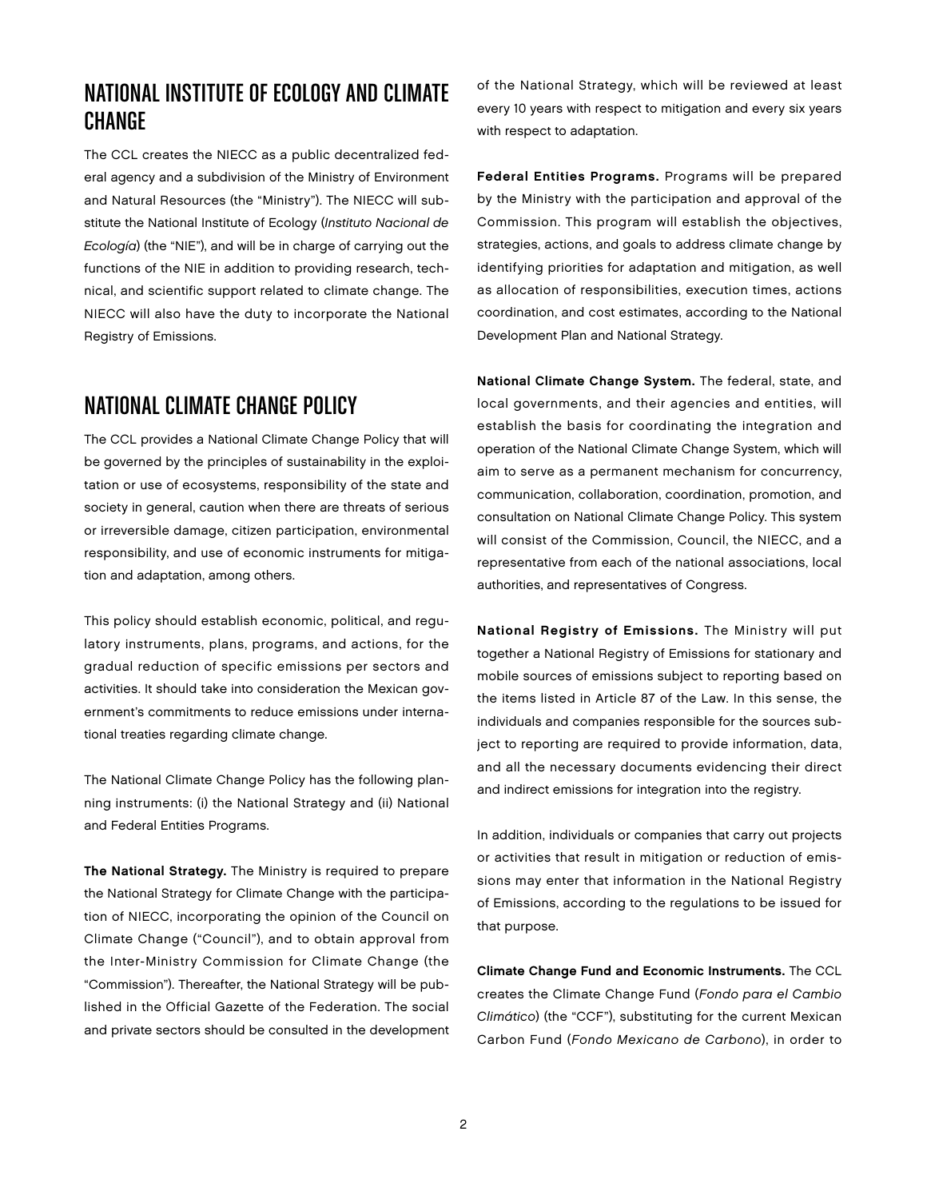## NATIONAL INSTITUTE OF ECOLOGY AND CLIMATE CHANGE

The CCL creates the NIECC as a public decentralized federal agency and a subdivision of the Ministry of Environment and Natural Resources (the "Ministry"). The NIECC will substitute the National Institute of Ecology (*Instituto Nacional de Ecología*) (the "NIE"), and will be in charge of carrying out the functions of the NIE in addition to providing research, technical, and scientific support related to climate change. The NIECC will also have the duty to incorporate the National Registry of Emissions.

## NATIONAL CLIMATE CHANGE POLICY

The CCL provides a National Climate Change Policy that will be governed by the principles of sustainability in the exploitation or use of ecosystems, responsibility of the state and society in general, caution when there are threats of serious or irreversible damage, citizen participation, environmental responsibility, and use of economic instruments for mitigation and adaptation, among others.

This policy should establish economic, political, and regulatory instruments, plans, programs, and actions, for the gradual reduction of specific emissions per sectors and activities. It should take into consideration the Mexican government's commitments to reduce emissions under international treaties regarding climate change.

The National Climate Change Policy has the following planning instruments: (i) the National Strategy and (ii) National and Federal Entities Programs.

**The National Strategy.** The Ministry is required to prepare the National Strategy for Climate Change with the participation of NIECC, incorporating the opinion of the Council on Climate Change ("Council"), and to obtain approval from the Inter-Ministry Commission for Climate Change (the "Commission"). Thereafter, the National Strategy will be published in the Official Gazette of the Federation. The social and private sectors should be consulted in the development of the National Strategy, which will be reviewed at least every 10 years with respect to mitigation and every six years with respect to adaptation.

**Federal Entities Programs.** Programs will be prepared by the Ministry with the participation and approval of the Commission. This program will establish the objectives, strategies, actions, and goals to address climate change by identifying priorities for adaptation and mitigation, as well as allocation of responsibilities, execution times, actions coordination, and cost estimates, according to the National Development Plan and National Strategy.

**National Climate Change System.** The federal, state, and local governments, and their agencies and entities, will establish the basis for coordinating the integration and operation of the National Climate Change System, which will aim to serve as a permanent mechanism for concurrency, communication, collaboration, coordination, promotion, and consultation on National Climate Change Policy. This system will consist of the Commission, Council, the NIECC, and a representative from each of the national associations, local authorities, and representatives of Congress.

**National Registry of Emissions.** The Ministry will put together a National Registry of Emissions for stationary and mobile sources of emissions subject to reporting based on the items listed in Article 87 of the Law. In this sense, the individuals and companies responsible for the sources subject to reporting are required to provide information, data, and all the necessary documents evidencing their direct and indirect emissions for integration into the registry.

In addition, individuals or companies that carry out projects or activities that result in mitigation or reduction of emissions may enter that information in the National Registry of Emissions, according to the regulations to be issued for that purpose.

**Climate Change Fund and Economic Instruments.** The CCL creates the Climate Change Fund (*Fondo para el Cambio Climático*) (the "CCF"), substituting for the current Mexican Carbon Fund (*Fondo Mexicano de Carbono*), in order to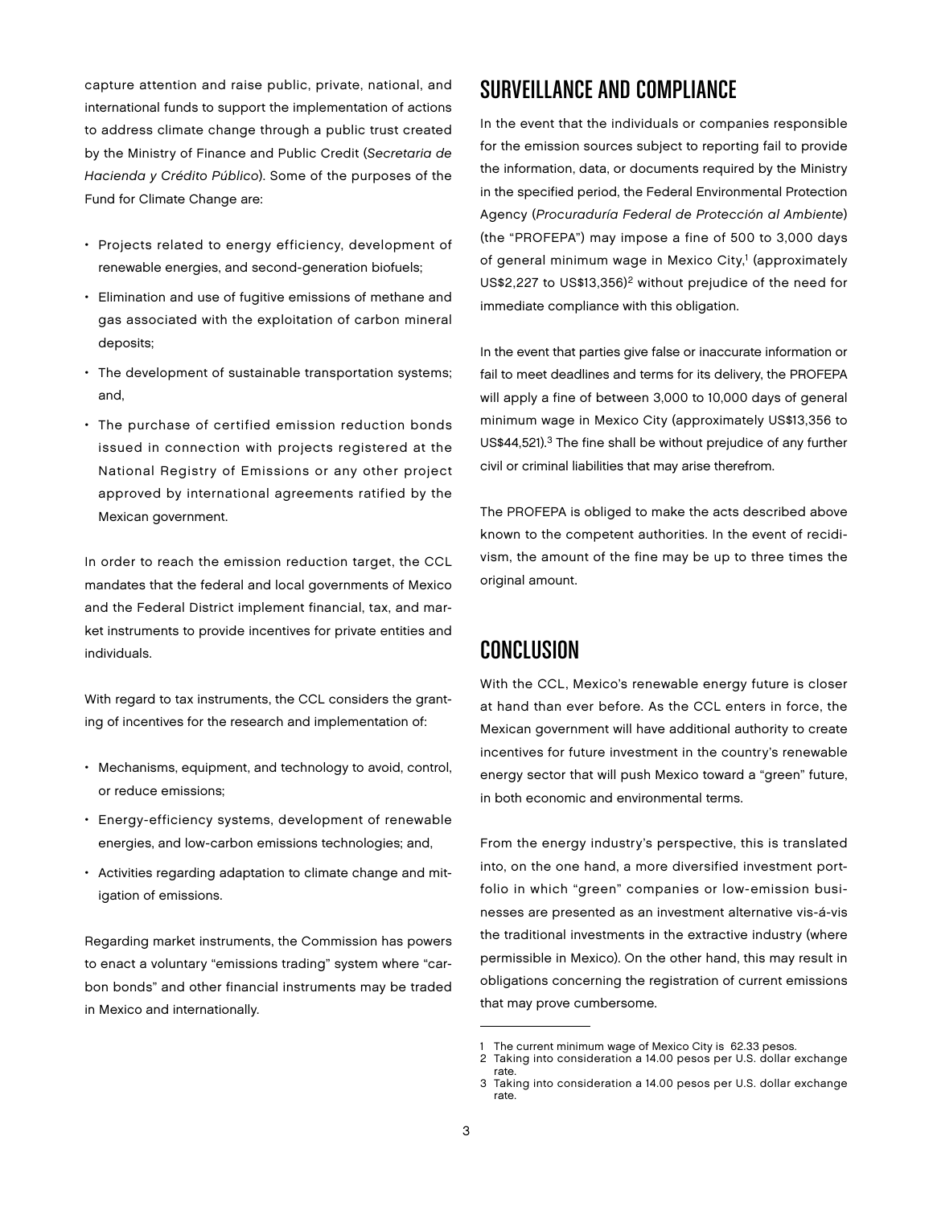capture attention and raise public, private, national, and international funds to support the implementation of actions to address climate change through a public trust created by the Ministry of Finance and Public Credit (*Secretaria de Hacienda y Crédito Público*). Some of the purposes of the Fund for Climate Change are:

- Projects related to energy efficiency, development of renewable energies, and second-generation biofuels;
- Elimination and use of fugitive emissions of methane and gas associated with the exploitation of carbon mineral deposits;
- The development of sustainable transportation systems; and,
- The purchase of certified emission reduction bonds issued in connection with projects registered at the National Registry of Emissions or any other project approved by international agreements ratified by the Mexican government.

In order to reach the emission reduction target, the CCL mandates that the federal and local governments of Mexico and the Federal District implement financial, tax, and market instruments to provide incentives for private entities and individuals.

With regard to tax instruments, the CCL considers the granting of incentives for the research and implementation of:

- Mechanisms, equipment, and technology to avoid, control, or reduce emissions;
- Energy-efficiency systems, development of renewable energies, and low-carbon emissions technologies; and,
- Activities regarding adaptation to climate change and mitigation of emissions.

Regarding market instruments, the Commission has powers to enact a voluntary "emissions trading" system where "carbon bonds" and other financial instruments may be traded in Mexico and internationally.

## SURVEILLANCE AND COMPLIANCE

In the event that the individuals or companies responsible for the emission sources subject to reporting fail to provide the information, data, or documents required by the Ministry in the specified period, the Federal Environmental Protection Agency (*Procuraduría Federal de Protección al Ambiente*) (the "PROFEPA") may impose a fine of 500 to 3,000 days of general minimum wage in Mexico City,[1] (approximately US$2,227 to US$13,356)[2] without prejudice of the need for immediate compliance with this obligation.

In the event that parties give false or inaccurate information or fail to meet deadlines and terms for its delivery, the PROFEPA will apply a fine of between 3,000 to 10,000 days of general minimum wage in Mexico City (approximately US$13,356 to US$44,521).[3] The fine shall be without prejudice of any further civil or criminal liabilities that may arise therefrom.

The PROFEPA is obliged to make the acts described above known to the competent authorities. In the event of recidivism, the amount of the fine may be up to three times the original amount.

## CONCLUSION

With the CCL, Mexico's renewable energy future is closer at hand than ever before. As the CCL enters in force, the Mexican government will have additional authority to create incentives for future investment in the country's renewable energy sector that will push Mexico toward a "green" future, in both economic and environmental terms.

From the energy industry's perspective, this is translated into, on the one hand, a more diversified investment portfolio in which "green" companies or low-emission businesses are presented as an investment alternative vis-á-vis the traditional investments in the extractive industry (where permissible in Mexico). On the other hand, this may result in obligations concerning the registration of current emissions that may prove cumbersome.

---

1 The current minimum wage of Mexico City is 62.33 pesos.
2 Taking into consideration a 14.00 pesos per U.S. dollar exchange rate.
3 Taking into consideration a 14.00 pesos per U.S. dollar exchange rate.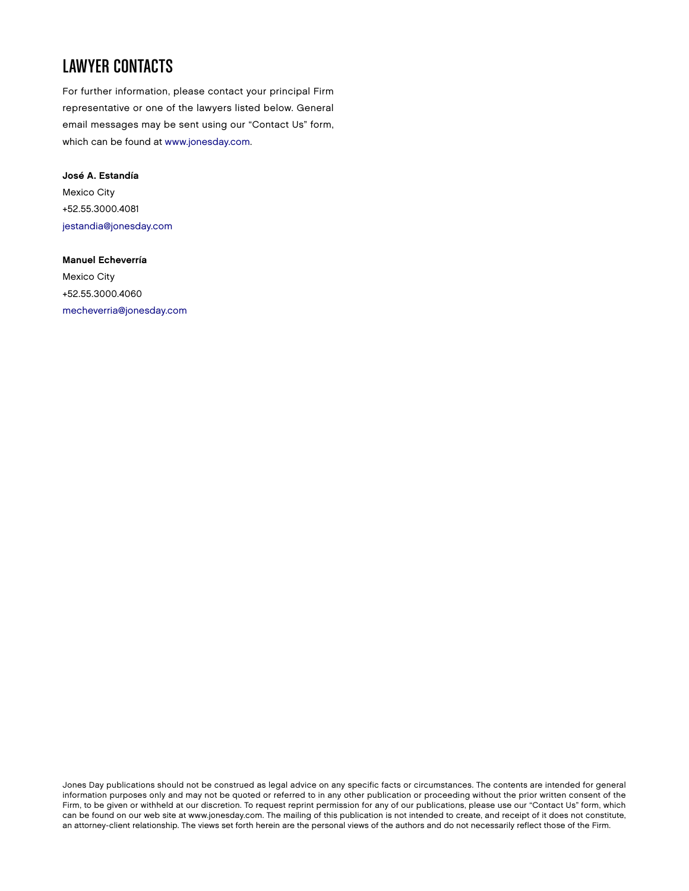## LAWYER CONTACTS

For further information, please contact your principal Firm representative or one of the lawyers listed below. General email messages may be sent using our "Contact Us" form, which can be found at www.jonesday.com.

**José A. Estandía**
Mexico City
+52.55.3000.4081
jestandia@jonesday.com

**Manuel Echeverría**
Mexico City
+52.55.3000.4060
mecheverria@jonesday.com

Jones Day publications should not be construed as legal advice on any specific facts or circumstances. The contents are intended for general information purposes only and may not be quoted or referred to in any other publication or proceeding without the prior written consent of the Firm, to be given or withheld at our discretion. To request reprint permission for any of our publications, please use our "Contact Us" form, which can be found on our web site at www.jonesday.com. The mailing of this publication is not intended to create, and receipt of it does not constitute, an attorney-client relationship. The views set forth herein are the personal views of the authors and do not necessarily reflect those of the Firm.